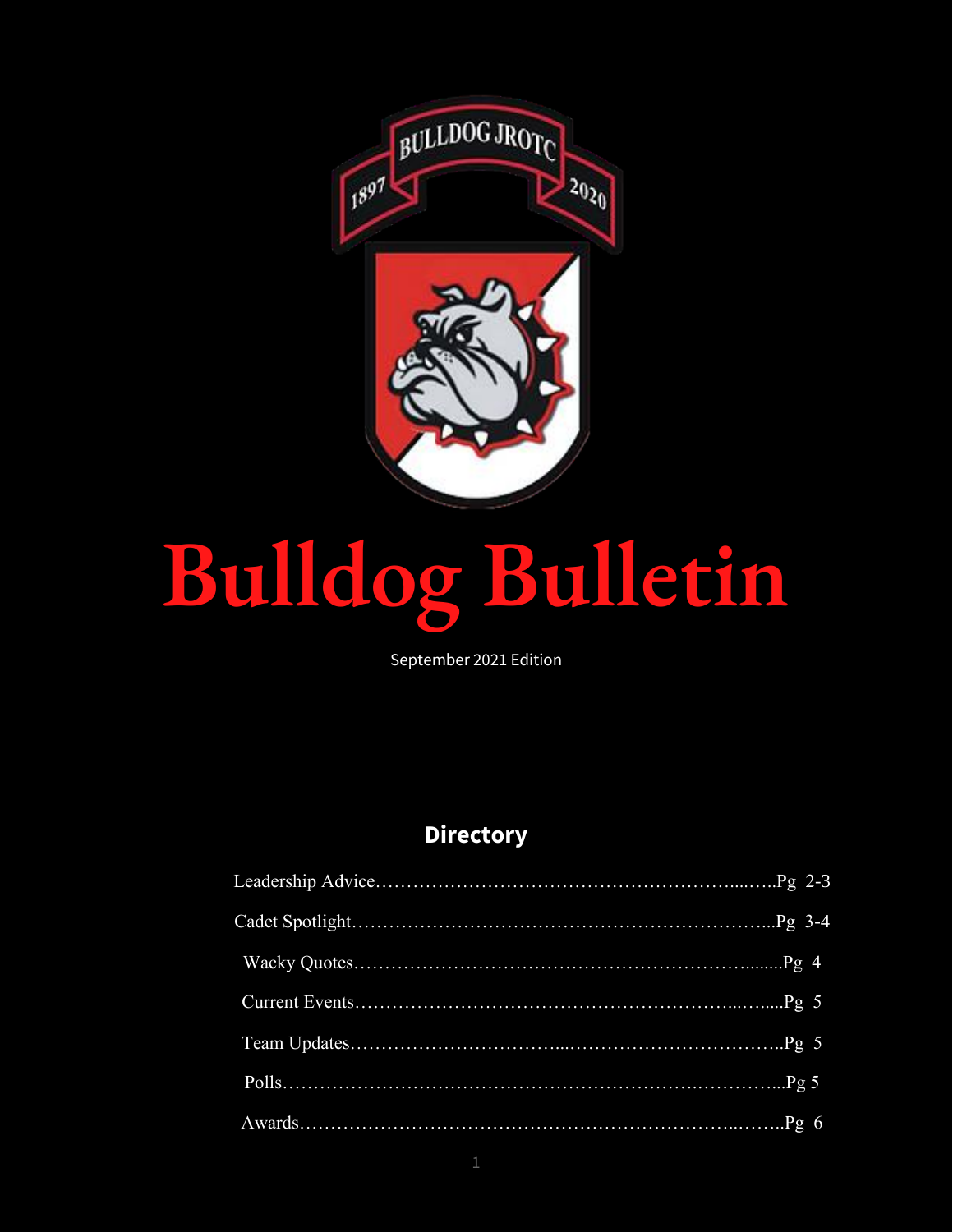# Bulldog Bulletin

September 2021 Edition

## Directory

| Section | Page |
|---|---|
| Leadership Advice | Pg 2-3 |
| Cadet Spotlight | Pg 3-4 |
| Wacky Quotes | Pg 4 |
| Current Events | Pg 5 |
| Team Updates | Pg 5 |
| Polls | Pg 5 |
| Awards | Pg 6 |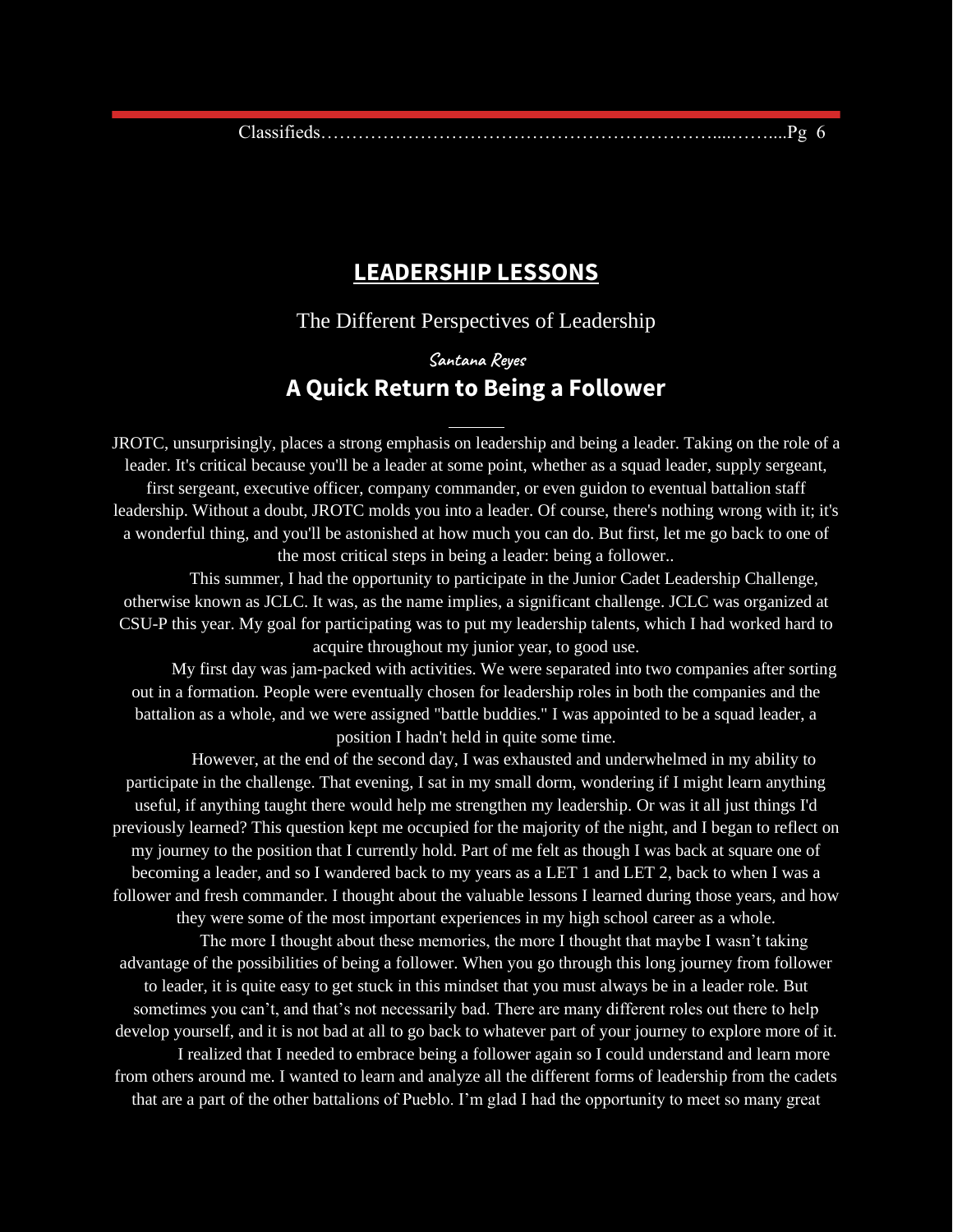Classifieds………………………………………………………....……....Pg 6

## LEADERSHIP LESSONS

The Different Perspectives of Leadership

Santana Reyes

### A Quick Return to Being a Follower

JROTC, unsurprisingly, places a strong emphasis on leadership and being a leader. Taking on the role of a leader. It's critical because you'll be a leader at some point, whether as a squad leader, supply sergeant, first sergeant, executive officer, company commander, or even guidon to eventual battalion staff leadership. Without a doubt, JROTC molds you into a leader. Of course, there's nothing wrong with it; it's a wonderful thing, and you'll be astonished at how much you can do. But first, let me go back to one of the most critical steps in being a leader: being a follower..

This summer, I had the opportunity to participate in the Junior Cadet Leadership Challenge, otherwise known as JCLC. It was, as the name implies, a significant challenge. JCLC was organized at CSU-P this year. My goal for participating was to put my leadership talents, which I had worked hard to acquire throughout my junior year, to good use.

My first day was jam-packed with activities. We were separated into two companies after sorting out in a formation. People were eventually chosen for leadership roles in both the companies and the battalion as a whole, and we were assigned "battle buddies." I was appointed to be a squad leader, a position I hadn't held in quite some time.

However, at the end of the second day, I was exhausted and underwhelmed in my ability to participate in the challenge. That evening, I sat in my small dorm, wondering if I might learn anything useful, if anything taught there would help me strengthen my leadership. Or was it all just things I'd previously learned? This question kept me occupied for the majority of the night, and I began to reflect on my journey to the position that I currently hold. Part of me felt as though I was back at square one of becoming a leader, and so I wandered back to my years as a LET 1 and LET 2, back to when I was a follower and fresh commander. I thought about the valuable lessons I learned during those years, and how they were some of the most important experiences in my high school career as a whole.

The more I thought about these memories, the more I thought that maybe I wasn't taking advantage of the possibilities of being a follower. When you go through this long journey from follower to leader, it is quite easy to get stuck in this mindset that you must always be in a leader role. But sometimes you can't, and that's not necessarily bad. There are many different roles out there to help develop yourself, and it is not bad at all to go back to whatever part of your journey to explore more of it.

I realized that I needed to embrace being a follower again so I could understand and learn more from others around me. I wanted to learn and analyze all the different forms of leadership from the cadets that are a part of the other battalions of Pueblo. I'm glad I had the opportunity to meet so many great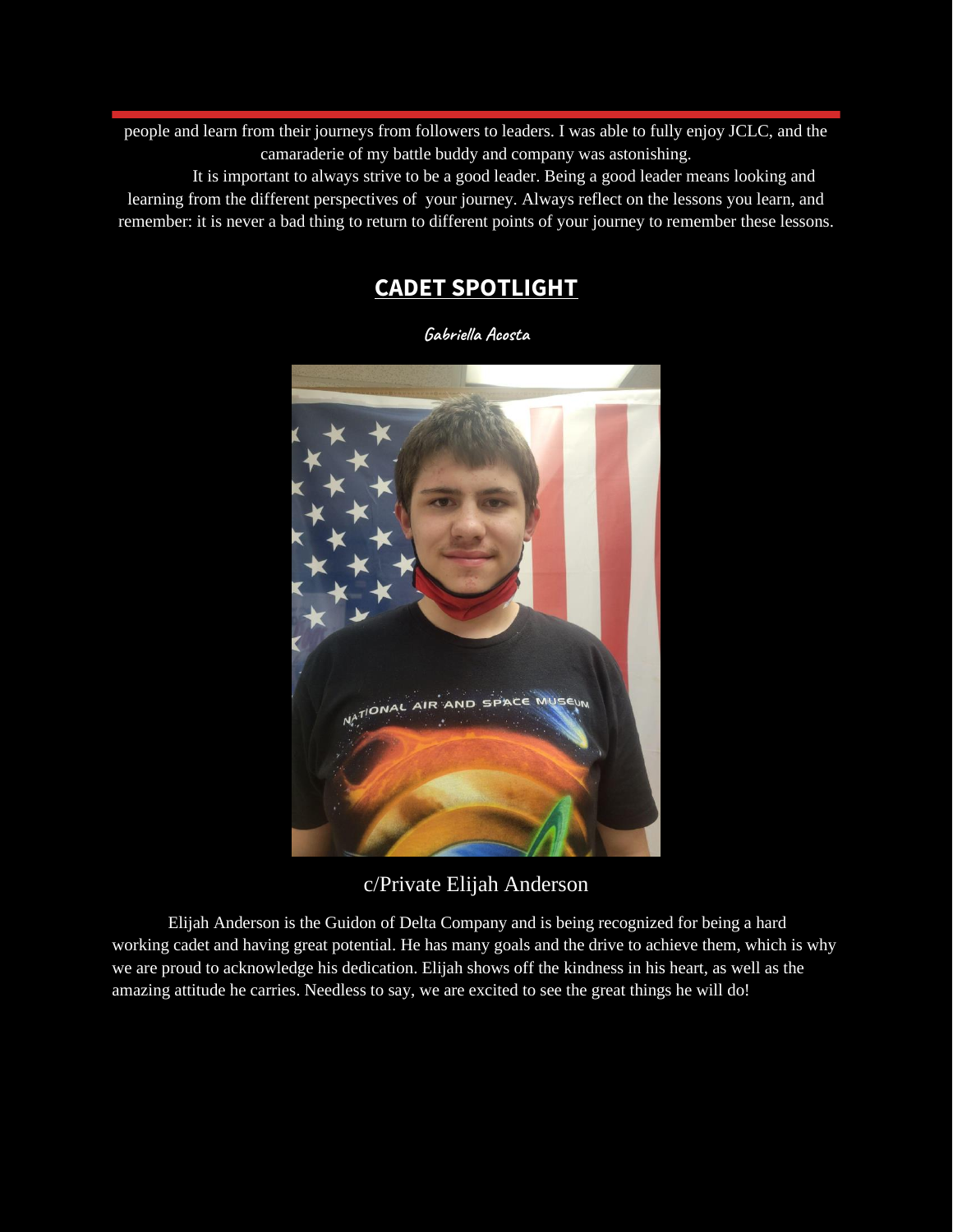people and learn from their journeys from followers to leaders. I was able to fully enjoy JCLC, and the camaraderie of my battle buddy and company was astonishing.

It is important to always strive to be a good leader. Being a good leader means looking and learning from the different perspectives of your journey. Always reflect on the lessons you learn, and remember: it is never a bad thing to return to different points of your journey to remember these lessons.

## CADET SPOTLIGHT

**Gabriella Acosta**

c/Private Elijah Anderson

Elijah Anderson is the Guidon of Delta Company and is being recognized for being a hard working cadet and having great potential. He has many goals and the drive to achieve them, which is why we are proud to acknowledge his dedication. Elijah shows off the kindness in his heart, as well as the amazing attitude he carries. Needless to say, we are excited to see the great things he will do!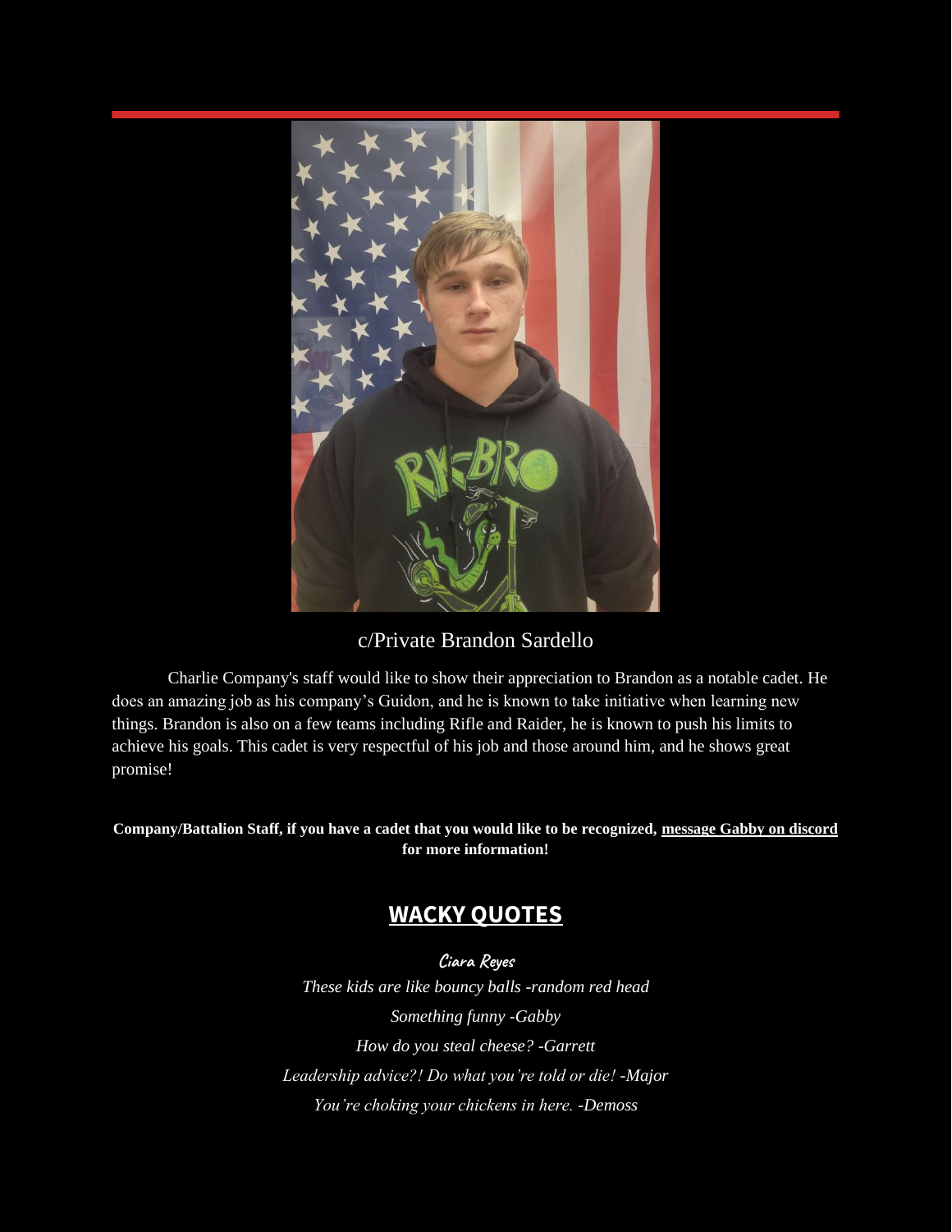c/Private Brandon Sardello

Charlie Company's staff would like to show their appreciation to Brandon as a notable cadet. He does an amazing job as his company's Guidon, and he is known to take initiative when learning new things. Brandon is also on a few teams including Rifle and Raider, he is known to push his limits to achieve his goals. This cadet is very respectful of his job and those around him, and he shows great promise!

**Company/Battalion Staff, if you have a cadet that you would like to be recognized, message Gabby on discord for more information!**

## WACKY QUOTES

**Ciara Reyes**

*These kids are like bouncy balls -random red head*

*Something funny -Gabby*

*How do you steal cheese? -Garrett*

*Leadership advice?! Do what you're told or die! -Major*

*You're choking your chickens in here. -Demoss*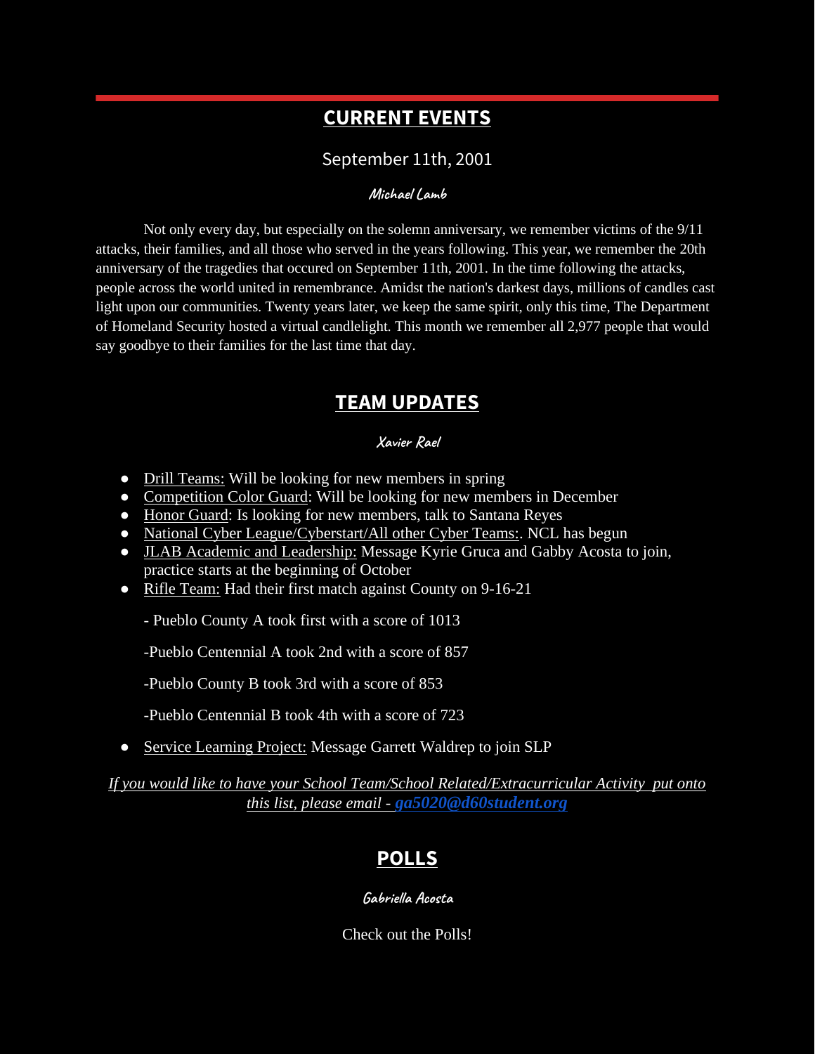## CURRENT EVENTS

### September 11th, 2001

**Michael Lamb**

Not only every day, but especially on the solemn anniversary, we remember victims of the 9/11 attacks, their families, and all those who served in the years following. This year, we remember the 20th anniversary of the tragedies that occured on September 11th, 2001. In the time following the attacks, people across the world united in remembrance. Amidst the nation's darkest days, millions of candles cast light upon our communities. Twenty years later, we keep the same spirit, only this time, The Department of Homeland Security hosted a virtual candlelight. This month we remember all 2,977 people that would say goodbye to their families for the last time that day.

## TEAM UPDATES

**Xavier Rael**

- Drill Teams: Will be looking for new members in spring
- Competition Color Guard: Will be looking for new members in December
- Honor Guard: Is looking for new members, talk to Santana Reyes
- National Cyber League/Cyberstart/All other Cyber Teams:. NCL has begun
- JLAB Academic and Leadership: Message Kyrie Gruca and Gabby Acosta to join, practice starts at the beginning of October
- Rifle Team: Had their first match against County on 9-16-21

  - Pueblo County A took first with a score of 1013

  -Pueblo Centennial A took 2nd with a score of 857

  -Pueblo County B took 3rd with a score of 853

  -Pueblo Centennial B took 4th with a score of 723

- Service Learning Project: Message Garrett Waldrep to join SLP

*If you would like to have your School Team/School Related/Extracurricular Activity put onto this list, please email - **ga5020@d60student.org***

## POLLS

**Gabriella Acosta**

Check out the Polls!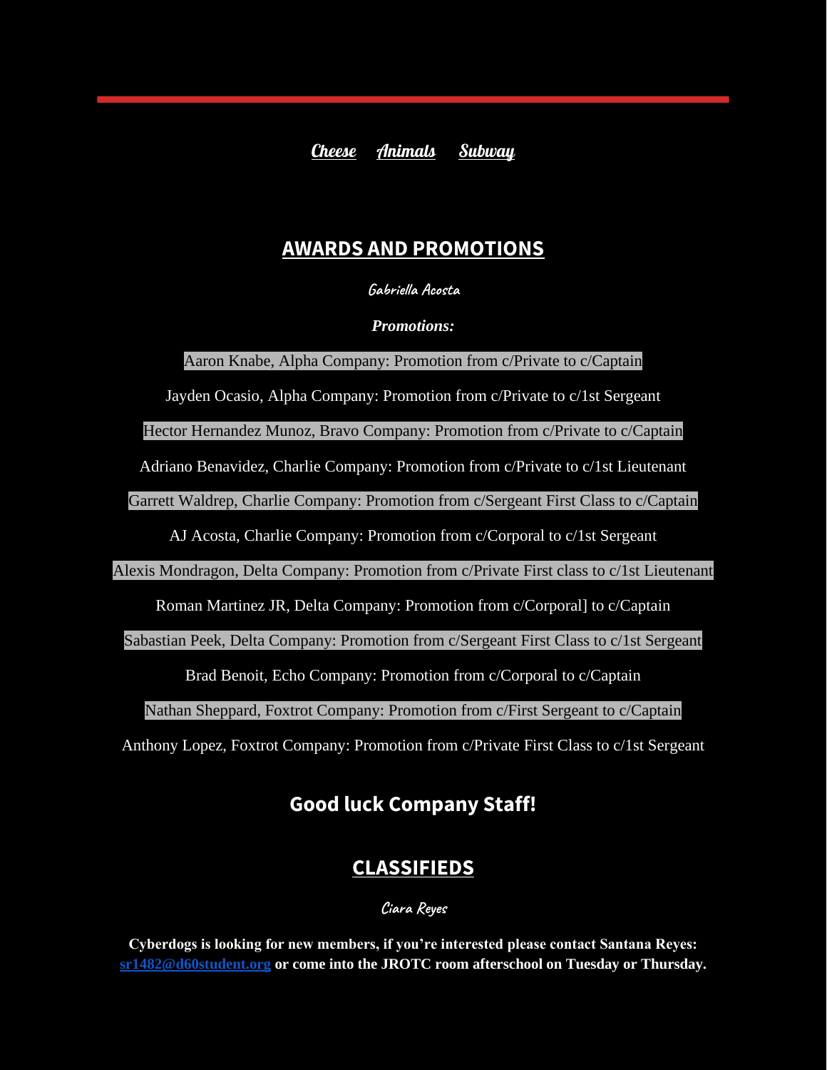Cheese Animals Subway

## AWARDS AND PROMOTIONS

Gabriella Acosta

***Promotions:***

Aaron Knabe, Alpha Company: Promotion from c/Private to c/Captain

Jayden Ocasio, Alpha Company: Promotion from c/Private to c/1st Sergeant

Hector Hernandez Munoz, Bravo Company: Promotion from c/Private to c/Captain

Adriano Benavidez, Charlie Company: Promotion from c/Private to c/1st Lieutenant

Garrett Waldrep, Charlie Company: Promotion from c/Sergeant First Class to c/Captain

AJ Acosta, Charlie Company: Promotion from c/Corporal to c/1st Sergeant

Alexis Mondragon, Delta Company: Promotion from c/Private First class to c/1st Lieutenant

Roman Martinez JR, Delta Company: Promotion from c/Corporal] to c/Captain

Sabastian Peek, Delta Company: Promotion from c/Sergeant First Class to c/1st Sergeant

Brad Benoit, Echo Company: Promotion from c/Corporal to c/Captain

Nathan Sheppard, Foxtrot Company: Promotion from c/First Sergeant to c/Captain

Anthony Lopez, Foxtrot Company: Promotion from c/Private First Class to c/1st Sergeant

### Good luck Company Staff!

## CLASSIFIEDS

Ciara Reyes

**Cyberdogs is looking for new members, if you're interested please contact Santana Reyes: sr1482@d60student.org or come into the JROTC room afterschool on Tuesday or Thursday.**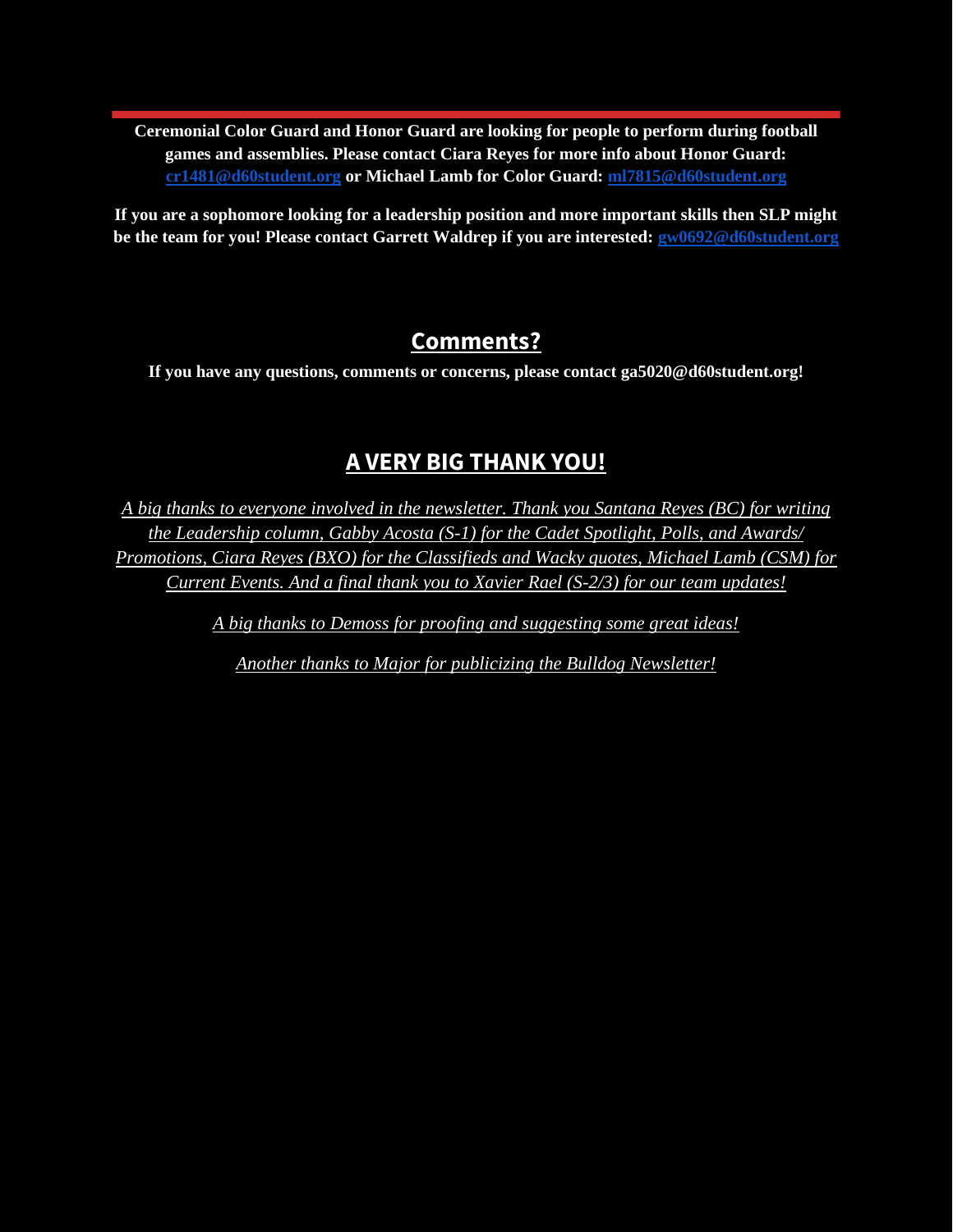---

**Ceremonial Color Guard and Honor Guard are looking for people to perform during football games and assemblies. Please contact Ciara Reyes for more info about Honor Guard: cr1481@d60student.org or Michael Lamb for Color Guard: ml7815@d60student.org**

**If you are a sophomore looking for a leadership position and more important skills then SLP might be the team for you! Please contact Garrett Waldrep if you are interested: gw0692@d60student.org**

## Comments?

**If you have any questions, comments or concerns, please contact ga5020@d60student.org!**

## A VERY BIG THANK YOU!

*A big thanks to everyone involved in the newsletter. Thank you Santana Reyes (BC) for writing the Leadership column, Gabby Acosta (S-1) for the Cadet Spotlight, Polls, and Awards/ Promotions, Ciara Reyes (BXO) for the Classifieds and Wacky quotes, Michael Lamb (CSM) for Current Events. And a final thank you to Xavier Rael (S-2/3) for our team updates!*

*A big thanks to Demoss for proofing and suggesting some great ideas!*

*Another thanks to Major for publicizing the Bulldog Newsletter!*